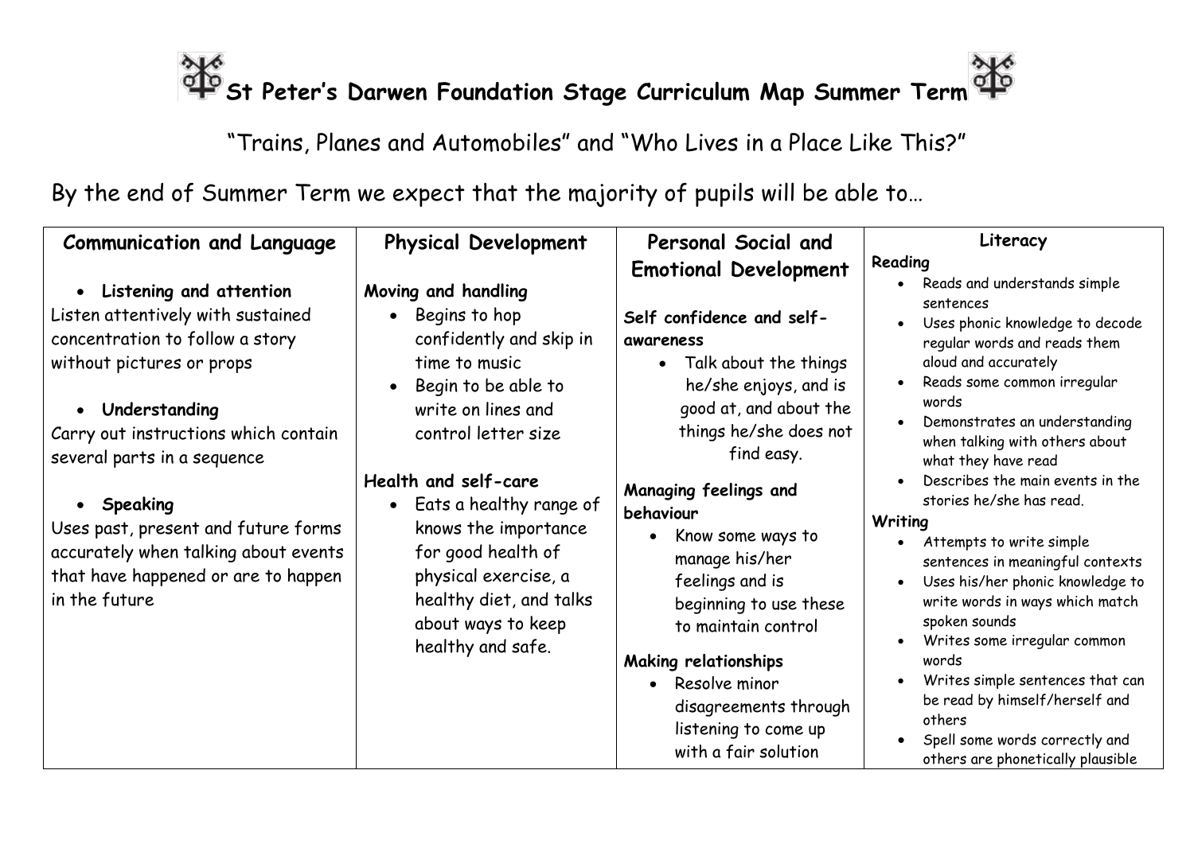# St Peter's Darwen Foundation Stage Curriculum Map Summer Term

"Trains, Planes and Automobiles" and "Who Lives in a Place Like This?"

By the end of Summer Term we expect that the majority of pupils will be able to…

## Communication and Language

- **Listening and attention**

Listen attentively with sustained concentration to follow a story without pictures or props

- **Understanding**

Carry out instructions which contain several parts in a sequence

- **Speaking**

Uses past, present and future forms accurately when talking about events that have happened or are to happen in the future

## Physical Development

**Moving and handling**

- Begins to hop confidently and skip in time to music
- Begin to be able to write on lines and control letter size

**Health and self-care**

- Eats a healthy range of knows the importance for good health of physical exercise, a healthy diet, and talks about ways to keep healthy and safe.

## Personal Social and Emotional Development

**Self confidence and self-awareness**

- Talk about the things he/she enjoys, and is good at, and about the things he/she does not find easy.

**Managing feelings and behaviour**

- Know some ways to manage his/her feelings and is beginning to use these to maintain control

**Making relationships**

- Resolve minor disagreements through listening to come up with a fair solution

## Literacy

**Reading**

- Reads and understands simple sentences
- Uses phonic knowledge to decode regular words and reads them aloud and accurately
- Reads some common irregular words
- Demonstrates an understanding when talking with others about what they have read
- Describes the main events in the stories he/she has read.

**Writing**

- Attempts to write simple sentences in meaningful contexts
- Uses his/her phonic knowledge to write words in ways which match spoken sounds
- Writes some irregular common words
- Writes simple sentences that can be read by himself/herself and others
- Spell some words correctly and others are phonetically plausible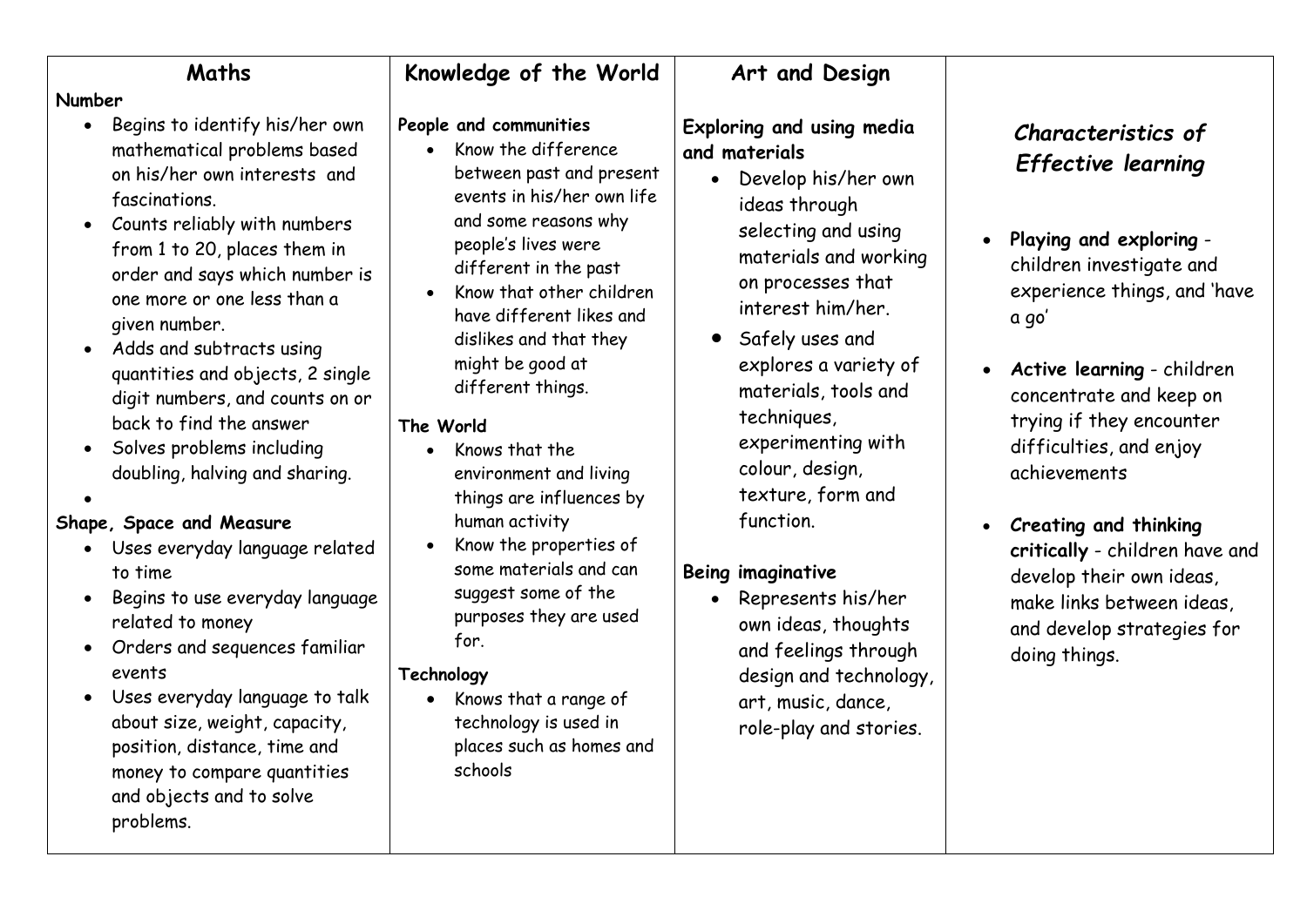## Maths

**Number**

- Begins to identify his/her own mathematical problems based on his/her own interests and fascinations.
- Counts reliably with numbers from 1 to 20, places them in order and says which number is one more or one less than a given number.
- Adds and subtracts using quantities and objects, 2 single digit numbers, and counts on or back to find the answer
- Solves problems including doubling, halving and sharing.

**Shape, Space and Measure**

- Uses everyday language related to time
- Begins to use everyday language related to money
- Orders and sequences familiar events
- Uses everyday language to talk about size, weight, capacity, position, distance, time and money to compare quantities and objects and to solve problems.

## Knowledge of the World

**People and communities**

- Know the difference between past and present events in his/her own life and some reasons why people's lives were different in the past
- Know that other children have different likes and dislikes and that they might be good at different things.

**The World**

- Knows that the environment and living things are influences by human activity
- Know the properties of some materials and can suggest some of the purposes they are used for.

**Technology**

- Knows that a range of technology is used in places such as homes and schools

## Art and Design

**Exploring and using media and materials**

- Develop his/her own ideas through selecting and using materials and working on processes that interest him/her.
- Safely uses and explores a variety of materials, tools and techniques, experimenting with colour, design, texture, form and function.

**Being imaginative**

- Represents his/her own ideas, thoughts and feelings through design and technology, art, music, dance, role-play and stories.

## *Characteristics of Effective learning*

- **Playing and exploring** - children investigate and experience things, and 'have a go'
- **Active learning** - children concentrate and keep on trying if they encounter difficulties, and enjoy achievements
- **Creating and thinking critically** - children have and develop their own ideas, make links between ideas, and develop strategies for doing things.